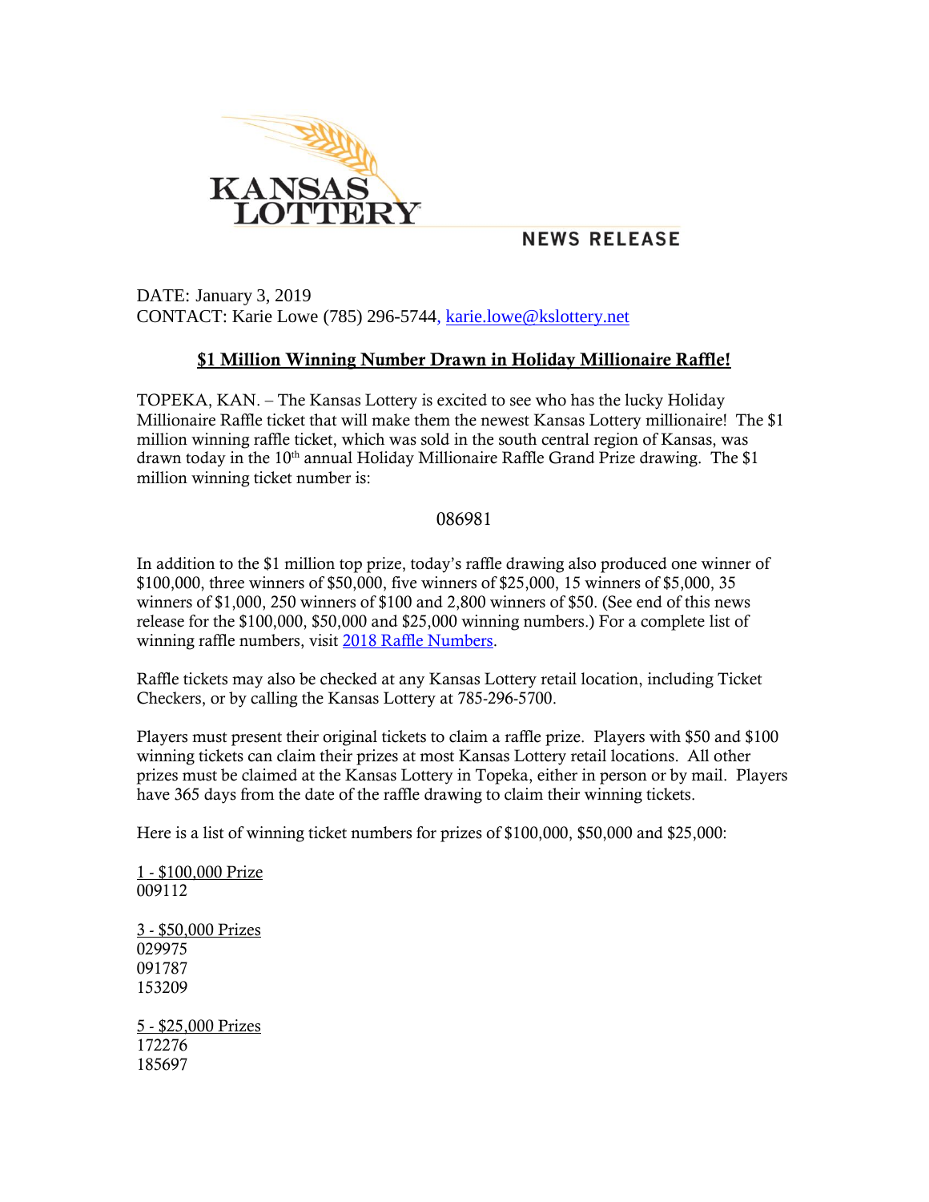KANSAS LOTTERY

NEWS RELEASE

DATE: January 3, 2019
CONTACT: Karie Lowe (785) 296-5744, karie.lowe@kslottery.net

## $1 Million Winning Number Drawn in Holiday Millionaire Raffle!

TOPEKA, KAN. – The Kansas Lottery is excited to see who has the lucky Holiday Millionaire Raffle ticket that will make them the newest Kansas Lottery millionaire! The $1 million winning raffle ticket, which was sold in the south central region of Kansas, was drawn today in the 10th annual Holiday Millionaire Raffle Grand Prize drawing. The $1 million winning ticket number is:

086981

In addition to the $1 million top prize, today's raffle drawing also produced one winner of $100,000, three winners of $50,000, five winners of $25,000, 15 winners of $5,000, 35 winners of $1,000, 250 winners of $100 and 2,800 winners of $50. (See end of this news release for the $100,000, $50,000 and $25,000 winning numbers.) For a complete list of winning raffle numbers, visit 2018 Raffle Numbers.

Raffle tickets may also be checked at any Kansas Lottery retail location, including Ticket Checkers, or by calling the Kansas Lottery at 785-296-5700.

Players must present their original tickets to claim a raffle prize. Players with $50 and $100 winning tickets can claim their prizes at most Kansas Lottery retail locations. All other prizes must be claimed at the Kansas Lottery in Topeka, either in person or by mail. Players have 365 days from the date of the raffle drawing to claim their winning tickets.

Here is a list of winning ticket numbers for prizes of $100,000, $50,000 and $25,000:

1 - $100,000 Prize
009112

3 - $50,000 Prizes
029975
091787
153209

5 - $25,000 Prizes
172276
185697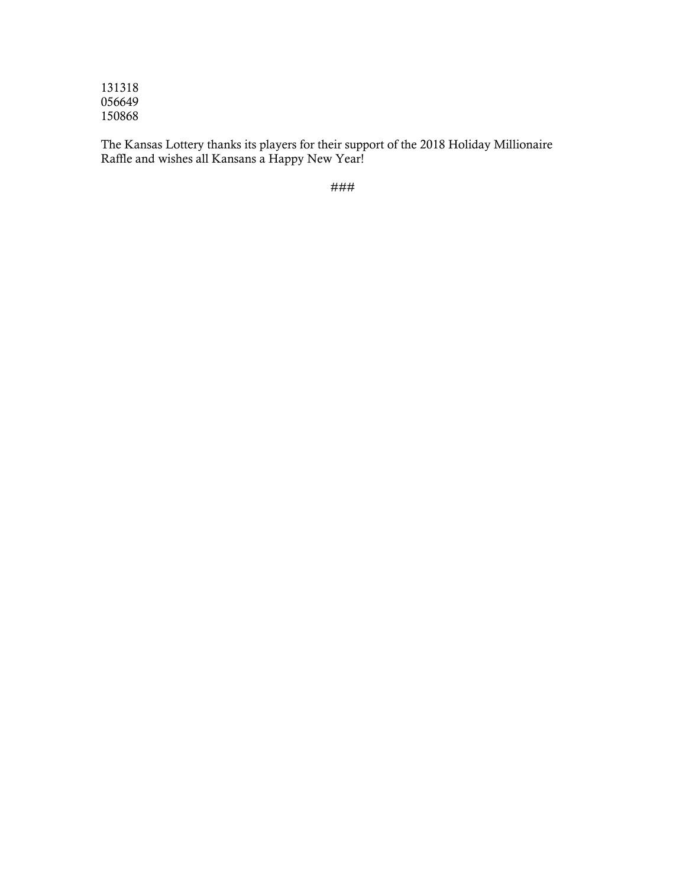131318
056649
150868

The Kansas Lottery thanks its players for their support of the 2018 Holiday Millionaire Raffle and wishes all Kansans a Happy New Year!

###